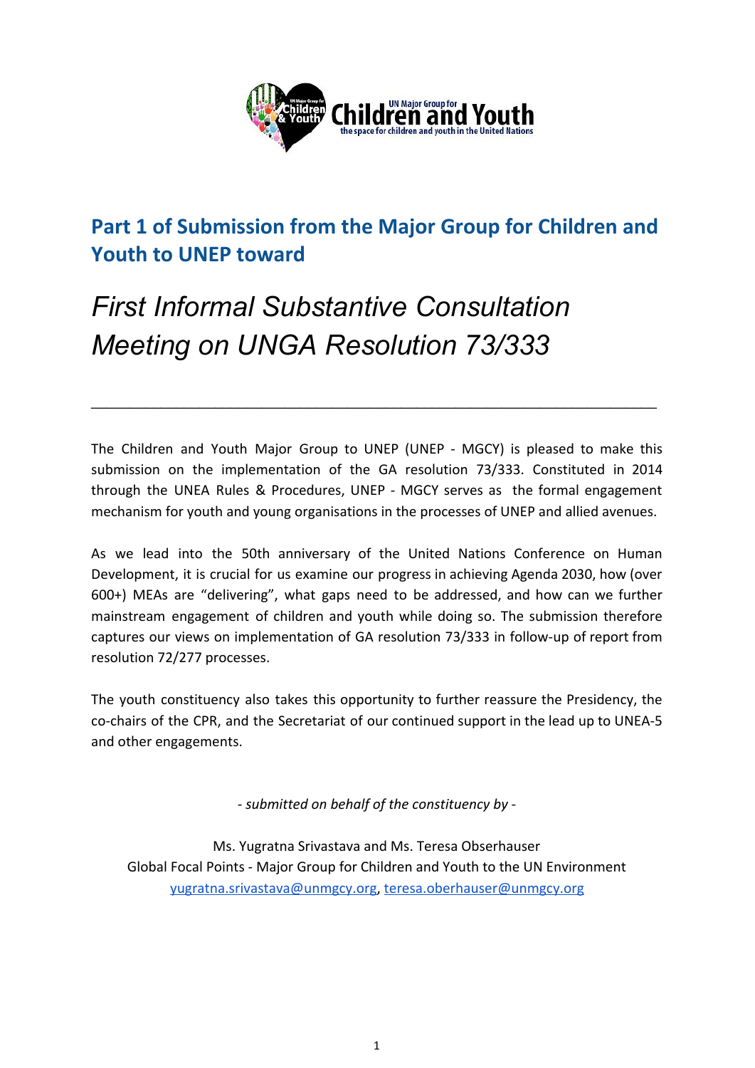## Part 1 of Submission from the Major Group for Children and Youth to UNEP toward

# *First Informal Substantive Consultation Meeting on UNGA Resolution 73/333*

---

The Children and Youth Major Group to UNEP (UNEP - MGCY) is pleased to make this submission on the implementation of the GA resolution 73/333. Constituted in 2014 through the UNEA Rules & Procedures, UNEP - MGCY serves as the formal engagement mechanism for youth and young organisations in the processes of UNEP and allied avenues.

As we lead into the 50th anniversary of the United Nations Conference on Human Development, it is crucial for us examine our progress in achieving Agenda 2030, how (over 600+) MEAs are "delivering", what gaps need to be addressed, and how can we further mainstream engagement of children and youth while doing so. The submission therefore captures our views on implementation of GA resolution 73/333 in follow-up of report from resolution 72/277 processes.

The youth constituency also takes this opportunity to further reassure the Presidency, the co-chairs of the CPR, and the Secretariat of our continued support in the lead up to UNEA-5 and other engagements.

*- submitted on behalf of the constituency by -*

Ms. Yugratna Srivastava and Ms. Teresa Obserhauser
Global Focal Points - Major Group for Children and Youth to the UN Environment
yugratna.srivastava@unmgcy.org, teresa.oberhauser@unmgcy.org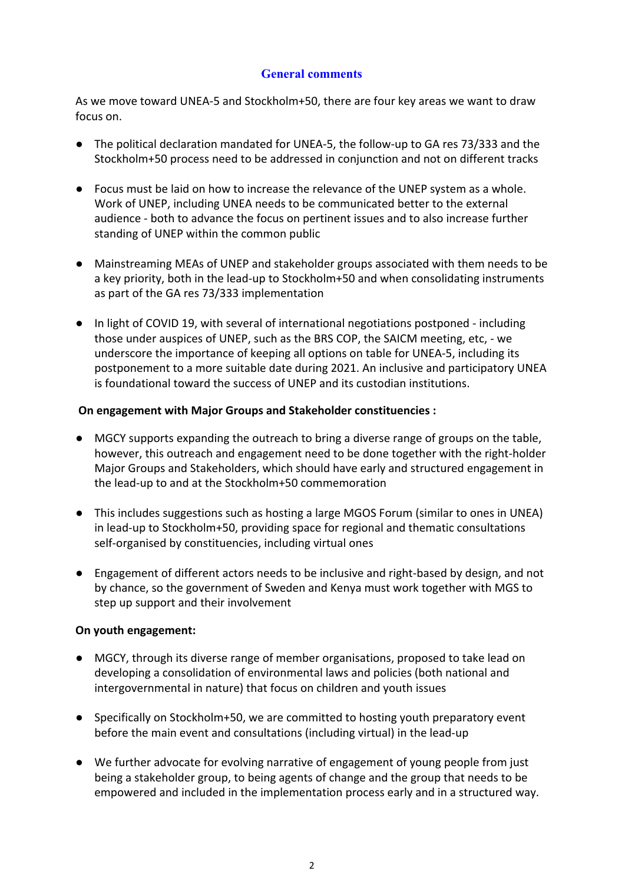## General comments

As we move toward UNEA-5 and Stockholm+50, there are four key areas we want to draw focus on.

- The political declaration mandated for UNEA-5, the follow-up to GA res 73/333 and the Stockholm+50 process need to be addressed in conjunction and not on different tracks
- Focus must be laid on how to increase the relevance of the UNEP system as a whole. Work of UNEP, including UNEA needs to be communicated better to the external audience - both to advance the focus on pertinent issues and to also increase further standing of UNEP within the common public
- Mainstreaming MEAs of UNEP and stakeholder groups associated with them needs to be a key priority, both in the lead-up to Stockholm+50 and when consolidating instruments as part of the GA res 73/333 implementation
- In light of COVID 19, with several of international negotiations postponed - including those under auspices of UNEP, such as the BRS COP, the SAICM meeting, etc, - we underscore the importance of keeping all options on table for UNEA-5, including its postponement to a more suitable date during 2021. An inclusive and participatory UNEA is foundational toward the success of UNEP and its custodian institutions.

**On engagement with Major Groups and Stakeholder constituencies :**

- MGCY supports expanding the outreach to bring a diverse range of groups on the table, however, this outreach and engagement need to be done together with the right-holder Major Groups and Stakeholders, which should have early and structured engagement in the lead-up to and at the Stockholm+50 commemoration
- This includes suggestions such as hosting a large MGOS Forum (similar to ones in UNEA) in lead-up to Stockholm+50, providing space for regional and thematic consultations self-organised by constituencies, including virtual ones
- Engagement of different actors needs to be inclusive and right-based by design, and not by chance, so the government of Sweden and Kenya must work together with MGS to step up support and their involvement

**On youth engagement:**

- MGCY, through its diverse range of member organisations, proposed to take lead on developing a consolidation of environmental laws and policies (both national and intergovernmental in nature) that focus on children and youth issues
- Specifically on Stockholm+50, we are committed to hosting youth preparatory event before the main event and consultations (including virtual) in the lead-up
- We further advocate for evolving narrative of engagement of young people from just being a stakeholder group, to being agents of change and the group that needs to be empowered and included in the implementation process early and in a structured way.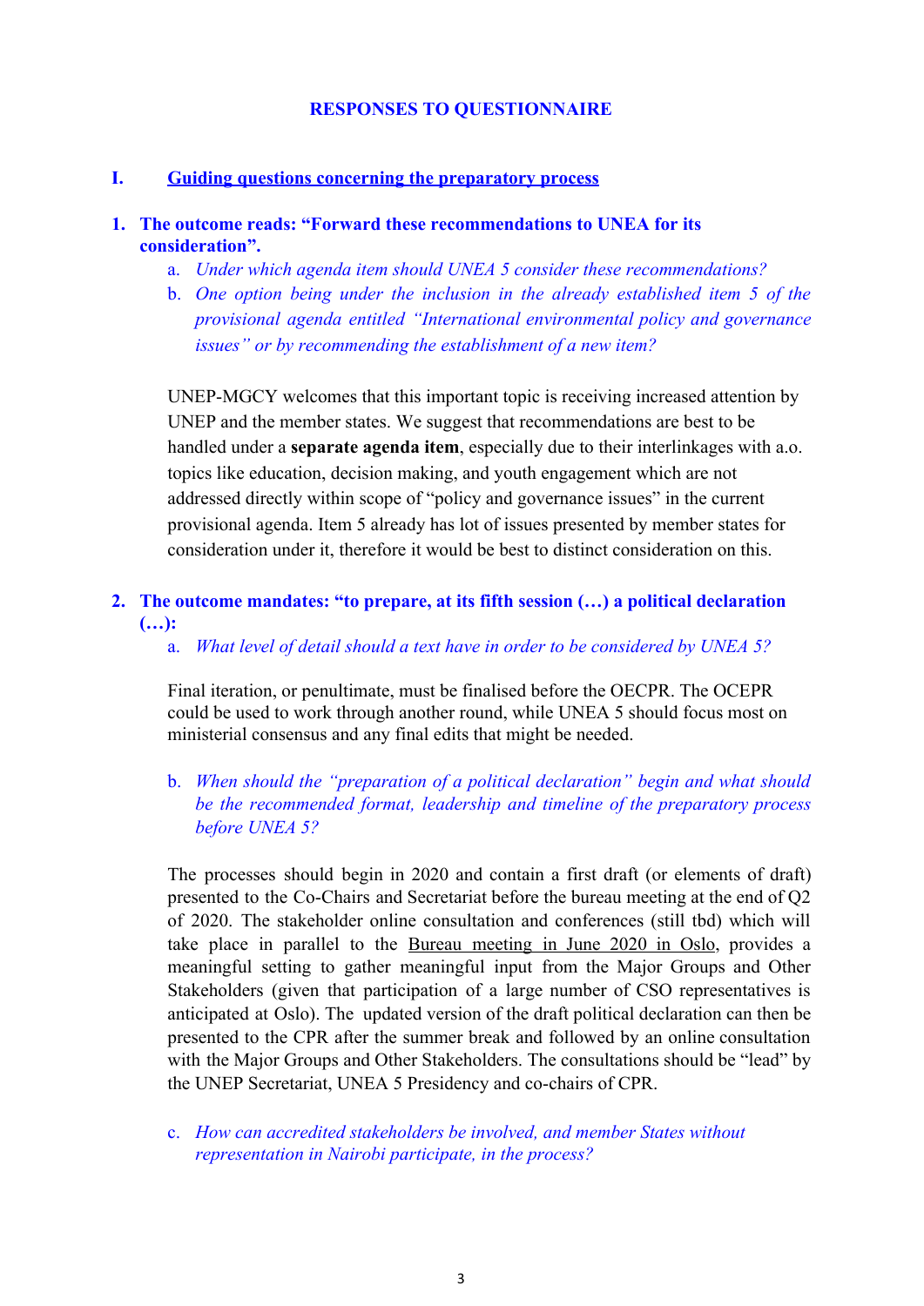## RESPONSES TO QUESTIONNAIRE

### I. Guiding questions concerning the preparatory process

**1. The outcome reads: "Forward these recommendations to UNEA for its consideration".**

a. *Under which agenda item should UNEA 5 consider these recommendations?*

b. *One option being under the inclusion in the already established item 5 of the provisional agenda entitled "International environmental policy and governance issues" or by recommending the establishment of a new item?*

UNEP-MGCY welcomes that this important topic is receiving increased attention by UNEP and the member states. We suggest that recommendations are best to be handled under a **separate agenda item**, especially due to their interlinkages with a.o. topics like education, decision making, and youth engagement which are not addressed directly within scope of "policy and governance issues" in the current provisional agenda. Item 5 already has lot of issues presented by member states for consideration under it, therefore it would be best to distinct consideration on this.

**2. The outcome mandates: "to prepare, at its fifth session (…) a political declaration (…):**

a. *What level of detail should a text have in order to be considered by UNEA 5?*

Final iteration, or penultimate, must be finalised before the OECPR. The OCEPR could be used to work through another round, while UNEA 5 should focus most on ministerial consensus and any final edits that might be needed.

b. *When should the "preparation of a political declaration" begin and what should be the recommended format, leadership and timeline of the preparatory process before UNEA 5?*

The processes should begin in 2020 and contain a first draft (or elements of draft) presented to the Co-Chairs and Secretariat before the bureau meeting at the end of Q2 of 2020. The stakeholder online consultation and conferences (still tbd) which will take place in parallel to the Bureau meeting in June 2020 in Oslo, provides a meaningful setting to gather meaningful input from the Major Groups and Other Stakeholders (given that participation of a large number of CSO representatives is anticipated at Oslo). The updated version of the draft political declaration can then be presented to the CPR after the summer break and followed by an online consultation with the Major Groups and Other Stakeholders. The consultations should be "lead" by the UNEP Secretariat, UNEA 5 Presidency and co-chairs of CPR.

c. *How can accredited stakeholders be involved, and member States without representation in Nairobi participate, in the process?*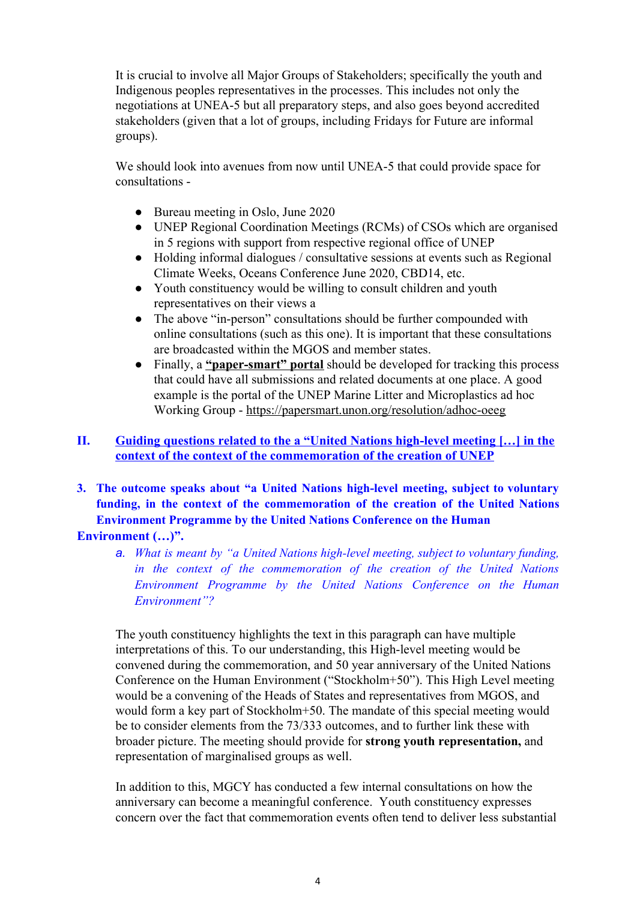It is crucial to involve all Major Groups of Stakeholders; specifically the youth and Indigenous peoples representatives in the processes. This includes not only the negotiations at UNEA-5 but all preparatory steps, and also goes beyond accredited stakeholders (given that a lot of groups, including Fridays for Future are informal groups).

We should look into avenues from now until UNEA-5 that could provide space for consultations -

- Bureau meeting in Oslo, June 2020
- UNEP Regional Coordination Meetings (RCMs) of CSOs which are organised in 5 regions with support from respective regional office of UNEP
- Holding informal dialogues / consultative sessions at events such as Regional Climate Weeks, Oceans Conference June 2020, CBD14, etc.
- Youth constituency would be willing to consult children and youth representatives on their views a
- The above "in-person" consultations should be further compounded with online consultations (such as this one). It is important that these consultations are broadcasted within the MGOS and member states.
- Finally, a **"paper-smart" portal** should be developed for tracking this process that could have all submissions and related documents at one place. A good example is the portal of the UNEP Marine Litter and Microplastics ad hoc Working Group - https://papersmart.unon.org/resolution/adhoc-oeeg

## II. Guiding questions related to the a "United Nations high-level meeting […] in the context of the context of the commemoration of the creation of UNEP

**3. The outcome speaks about "a United Nations high-level meeting, subject to voluntary funding, in the context of the commemoration of the creation of the United Nations Environment Programme by the United Nations Conference on the Human Environment (…)".**

a. *What is meant by "a United Nations high-level meeting, subject to voluntary funding, in the context of the commemoration of the creation of the United Nations Environment Programme by the United Nations Conference on the Human Environment"?*

The youth constituency highlights the text in this paragraph can have multiple interpretations of this. To our understanding, this High-level meeting would be convened during the commemoration, and 50 year anniversary of the United Nations Conference on the Human Environment ("Stockholm+50"). This High Level meeting would be a convening of the Heads of States and representatives from MGOS, and would form a key part of Stockholm+50. The mandate of this special meeting would be to consider elements from the 73/333 outcomes, and to further link these with broader picture. The meeting should provide for **strong youth representation,** and representation of marginalised groups as well.

In addition to this, MGCY has conducted a few internal consultations on how the anniversary can become a meaningful conference. Youth constituency expresses concern over the fact that commemoration events often tend to deliver less substantial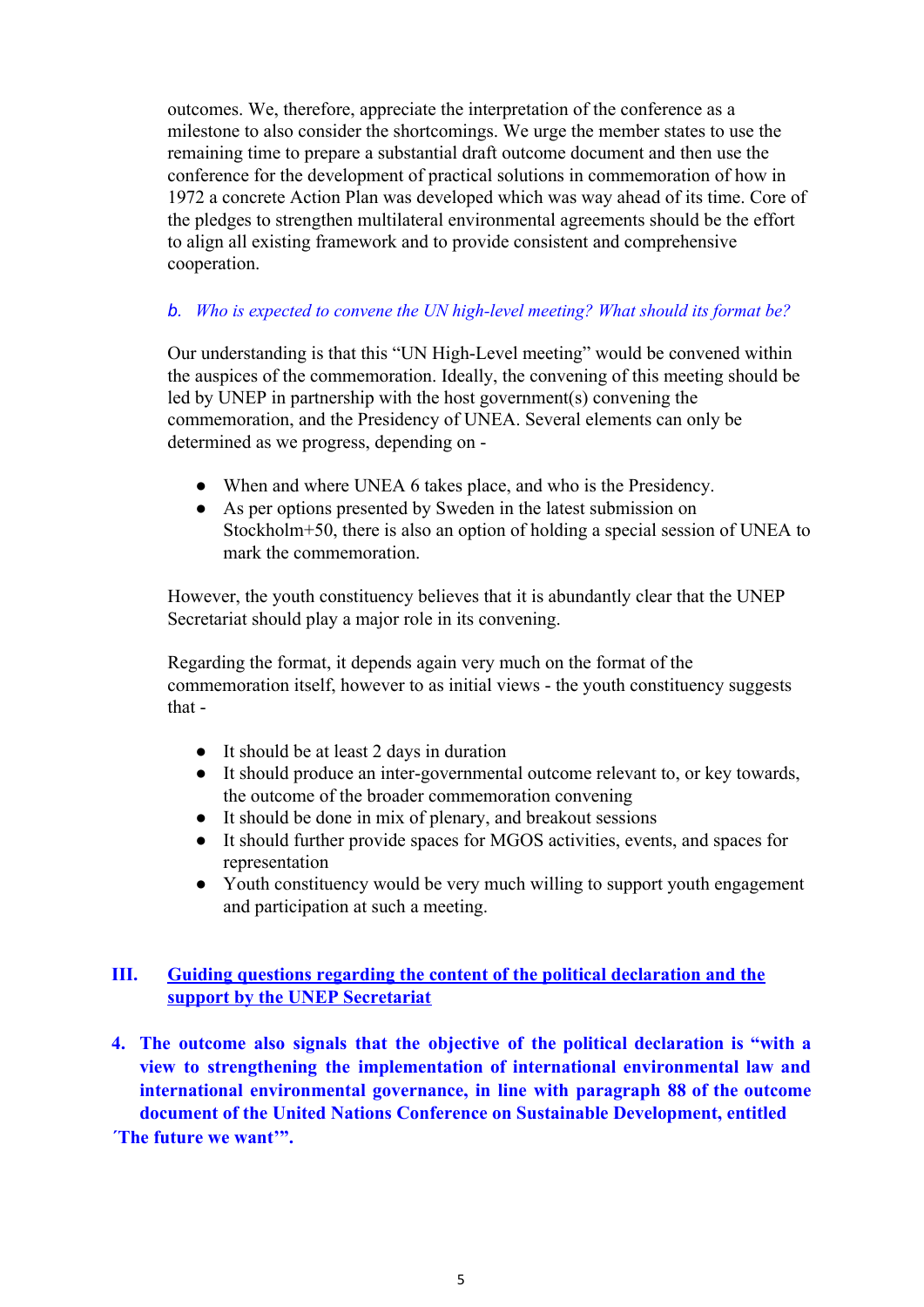outcomes. We, therefore, appreciate the interpretation of the conference as a milestone to also consider the shortcomings. We urge the member states to use the remaining time to prepare a substantial draft outcome document and then use the conference for the development of practical solutions in commemoration of how in 1972 a concrete Action Plan was developed which was way ahead of its time. Core of the pledges to strengthen multilateral environmental agreements should be the effort to align all existing framework and to provide consistent and comprehensive cooperation.

*b. Who is expected to convene the UN high-level meeting? What should its format be?*

Our understanding is that this "UN High-Level meeting" would be convened within the auspices of the commemoration. Ideally, the convening of this meeting should be led by UNEP in partnership with the host government(s) convening the commemoration, and the Presidency of UNEA. Several elements can only be determined as we progress, depending on -

- When and where UNEA 6 takes place, and who is the Presidency.
- As per options presented by Sweden in the latest submission on Stockholm+50, there is also an option of holding a special session of UNEA to mark the commemoration.

However, the youth constituency believes that it is abundantly clear that the UNEP Secretariat should play a major role in its convening.

Regarding the format, it depends again very much on the format of the commemoration itself, however to as initial views - the youth constituency suggests that -

- It should be at least 2 days in duration
- It should produce an inter-governmental outcome relevant to, or key towards, the outcome of the broader commemoration convening
- It should be done in mix of plenary, and breakout sessions
- It should further provide spaces for MGOS activities, events, and spaces for representation
- Youth constituency would be very much willing to support youth engagement and participation at such a meeting.

## III. Guiding questions regarding the content of the political declaration and the support by the UNEP Secretariat

**4. The outcome also signals that the objective of the political declaration is "with a view to strengthening the implementation of international environmental law and international environmental governance, in line with paragraph 88 of the outcome document of the United Nations Conference on Sustainable Development, entitled ´The future we want'".**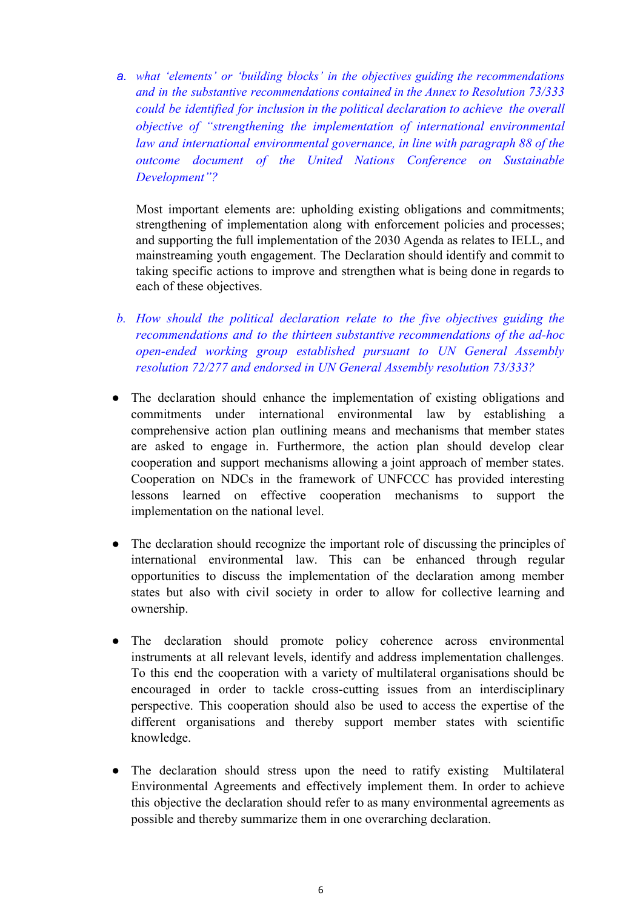a. *what 'elements' or 'building blocks' in the objectives guiding the recommendations and in the substantive recommendations contained in the Annex to Resolution 73/333 could be identified for inclusion in the political declaration to achieve the overall objective of "strengthening the implementation of international environmental law and international environmental governance, in line with paragraph 88 of the outcome document of the United Nations Conference on Sustainable Development"?*

Most important elements are: upholding existing obligations and commitments; strengthening of implementation along with enforcement policies and processes; and supporting the full implementation of the 2030 Agenda as relates to IELL, and mainstreaming youth engagement. The Declaration should identify and commit to taking specific actions to improve and strengthen what is being done in regards to each of these objectives.

b. *How should the political declaration relate to the five objectives guiding the recommendations and to the thirteen substantive recommendations of the ad-hoc open-ended working group established pursuant to UN General Assembly resolution 72/277 and endorsed in UN General Assembly resolution 73/333?*

- The declaration should enhance the implementation of existing obligations and commitments under international environmental law by establishing a comprehensive action plan outlining means and mechanisms that member states are asked to engage in. Furthermore, the action plan should develop clear cooperation and support mechanisms allowing a joint approach of member states. Cooperation on NDCs in the framework of UNFCCC has provided interesting lessons learned on effective cooperation mechanisms to support the implementation on the national level.

- The declaration should recognize the important role of discussing the principles of international environmental law. This can be enhanced through regular opportunities to discuss the implementation of the declaration among member states but also with civil society in order to allow for collective learning and ownership.

- The declaration should promote policy coherence across environmental instruments at all relevant levels, identify and address implementation challenges. To this end the cooperation with a variety of multilateral organisations should be encouraged in order to tackle cross-cutting issues from an interdisciplinary perspective. This cooperation should also be used to access the expertise of the different organisations and thereby support member states with scientific knowledge.

- The declaration should stress upon the need to ratify existing Multilateral Environmental Agreements and effectively implement them. In order to achieve this objective the declaration should refer to as many environmental agreements as possible and thereby summarize them in one overarching declaration.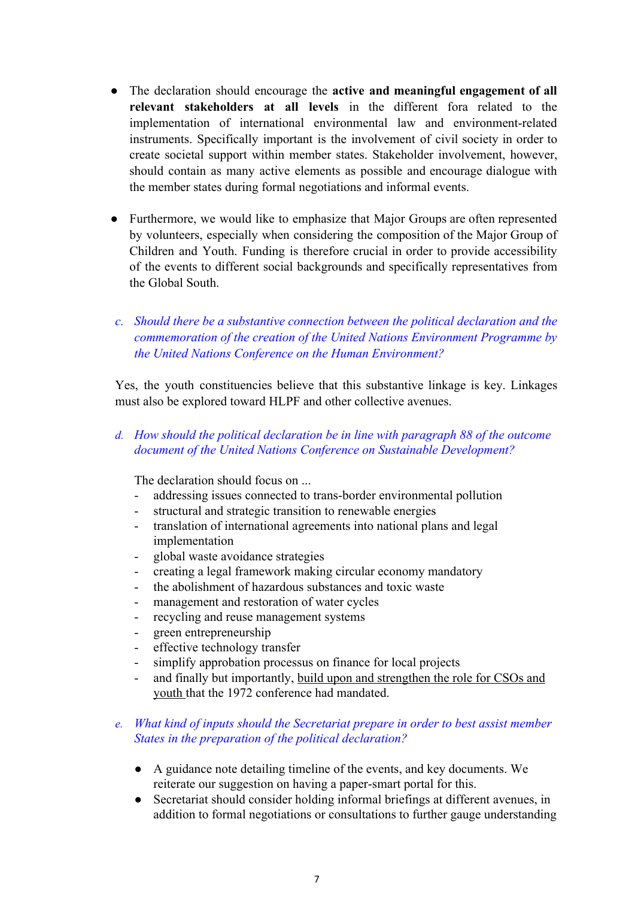- The declaration should encourage the **active and meaningful engagement of all relevant stakeholders at all levels** in the different fora related to the implementation of international environmental law and environment-related instruments. Specifically important is the involvement of civil society in order to create societal support within member states. Stakeholder involvement, however, should contain as many active elements as possible and encourage dialogue with the member states during formal negotiations and informal events.

- Furthermore, we would like to emphasize that Major Groups are often represented by volunteers, especially when considering the composition of the Major Group of Children and Youth. Funding is therefore crucial in order to provide accessibility of the events to different social backgrounds and specifically representatives from the Global South.

c. *Should there be a substantive connection between the political declaration and the commemoration of the creation of the United Nations Environment Programme by the United Nations Conference on the Human Environment?*

Yes, the youth constituencies believe that this substantive linkage is key. Linkages must also be explored toward HLPF and other collective avenues.

d. *How should the political declaration be in line with paragraph 88 of the outcome document of the United Nations Conference on Sustainable Development?*

The declaration should focus on ...

- addressing issues connected to trans-border environmental pollution
- structural and strategic transition to renewable energies
- translation of international agreements into national plans and legal implementation
- global waste avoidance strategies
- creating a legal framework making circular economy mandatory
- the abolishment of hazardous substances and toxic waste
- management and restoration of water cycles
- recycling and reuse management systems
- green entrepreneurship
- effective technology transfer
- simplify approbation processus on finance for local projects
- and finally but importantly, <u>build upon and strengthen the role for CSOs and youth</u> that the 1972 conference had mandated.

e. *What kind of inputs should the Secretariat prepare in order to best assist member States in the preparation of the political declaration?*

- A guidance note detailing timeline of the events, and key documents. We reiterate our suggestion on having a paper-smart portal for this.
- Secretariat should consider holding informal briefings at different avenues, in addition to formal negotiations or consultations to further gauge understanding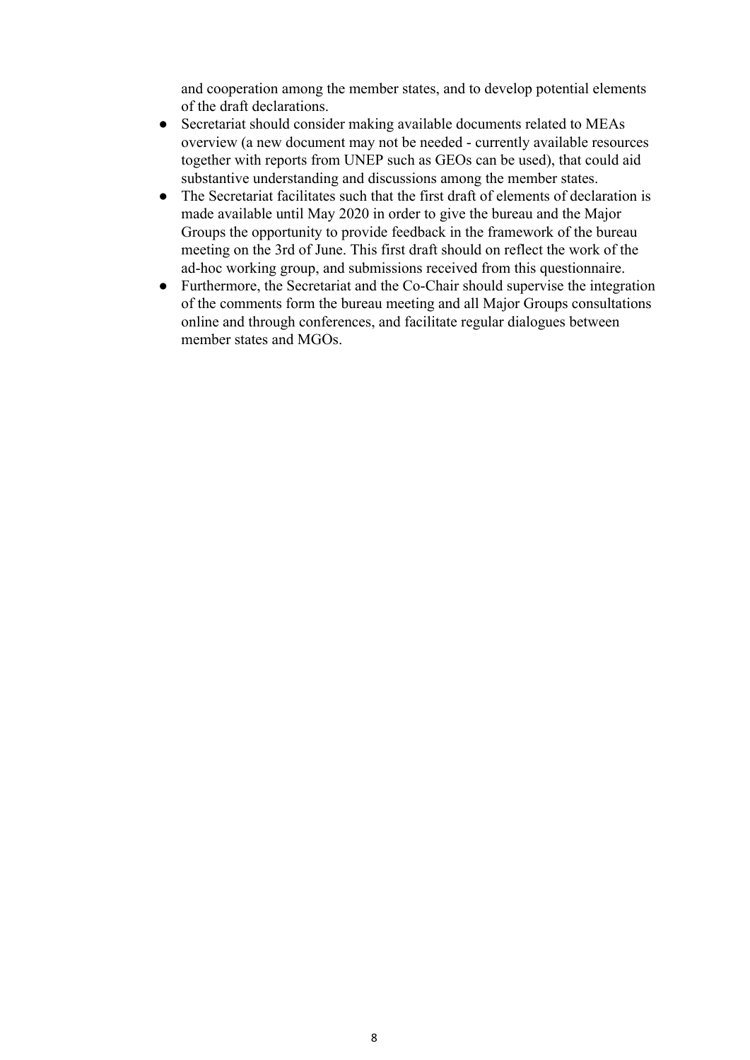and cooperation among the member states, and to develop potential elements of the draft declarations.

- Secretariat should consider making available documents related to MEAs overview (a new document may not be needed - currently available resources together with reports from UNEP such as GEOs can be used), that could aid substantive understanding and discussions among the member states.
- The Secretariat facilitates such that the first draft of elements of declaration is made available until May 2020 in order to give the bureau and the Major Groups the opportunity to provide feedback in the framework of the bureau meeting on the 3rd of June. This first draft should on reflect the work of the ad-hoc working group, and submissions received from this questionnaire.
- Furthermore, the Secretariat and the Co-Chair should supervise the integration of the comments form the bureau meeting and all Major Groups consultations online and through conferences, and facilitate regular dialogues between member states and MGOs.